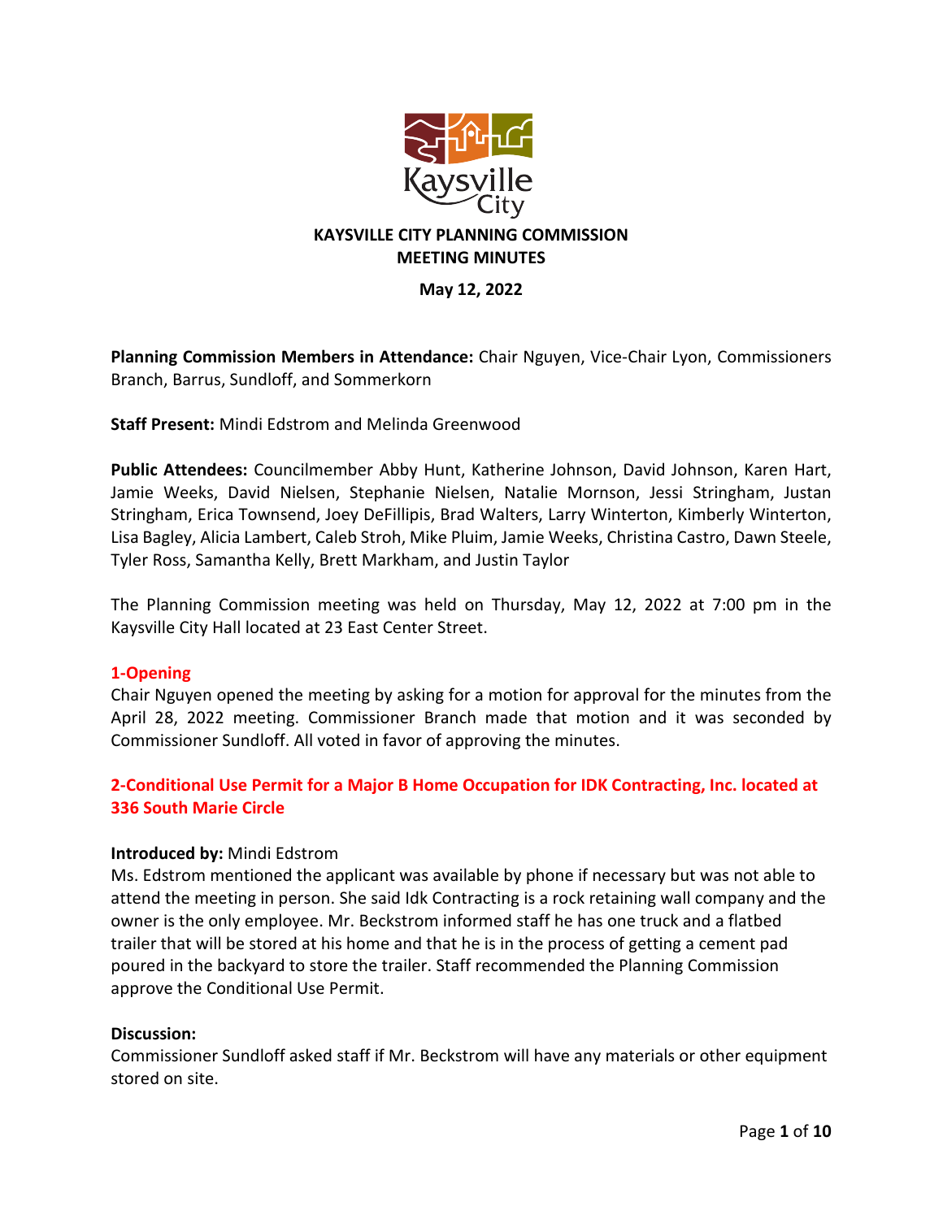Kaysville City

# KAYSVILLE CITY PLANNING COMMISSION MEETING MINUTES

**May 12, 2022**

**Planning Commission Members in Attendance:** Chair Nguyen, Vice-Chair Lyon, Commissioners Branch, Barrus, Sundloff, and Sommerkorn

**Staff Present:** Mindi Edstrom and Melinda Greenwood

**Public Attendees:** Councilmember Abby Hunt, Katherine Johnson, David Johnson, Karen Hart, Jamie Weeks, David Nielsen, Stephanie Nielsen, Natalie Mornson, Jessi Stringham, Justan Stringham, Erica Townsend, Joey DeFillipis, Brad Walters, Larry Winterton, Kimberly Winterton, Lisa Bagley, Alicia Lambert, Caleb Stroh, Mike Pluim, Jamie Weeks, Christina Castro, Dawn Steele, Tyler Ross, Samantha Kelly, Brett Markham, and Justin Taylor

The Planning Commission meeting was held on Thursday, May 12, 2022 at 7:00 pm in the Kaysville City Hall located at 23 East Center Street.

## 1-Opening

Chair Nguyen opened the meeting by asking for a motion for approval for the minutes from the April 28, 2022 meeting. Commissioner Branch made that motion and it was seconded by Commissioner Sundloff. All voted in favor of approving the minutes.

## 2-Conditional Use Permit for a Major B Home Occupation for IDK Contracting, Inc. located at 336 South Marie Circle

**Introduced by:** Mindi Edstrom

Ms. Edstrom mentioned the applicant was available by phone if necessary but was not able to attend the meeting in person. She said Idk Contracting is a rock retaining wall company and the owner is the only employee. Mr. Beckstrom informed staff he has one truck and a flatbed trailer that will be stored at his home and that he is in the process of getting a cement pad poured in the backyard to store the trailer. Staff recommended the Planning Commission approve the Conditional Use Permit.

**Discussion:**

Commissioner Sundloff asked staff if Mr. Beckstrom will have any materials or other equipment stored on site.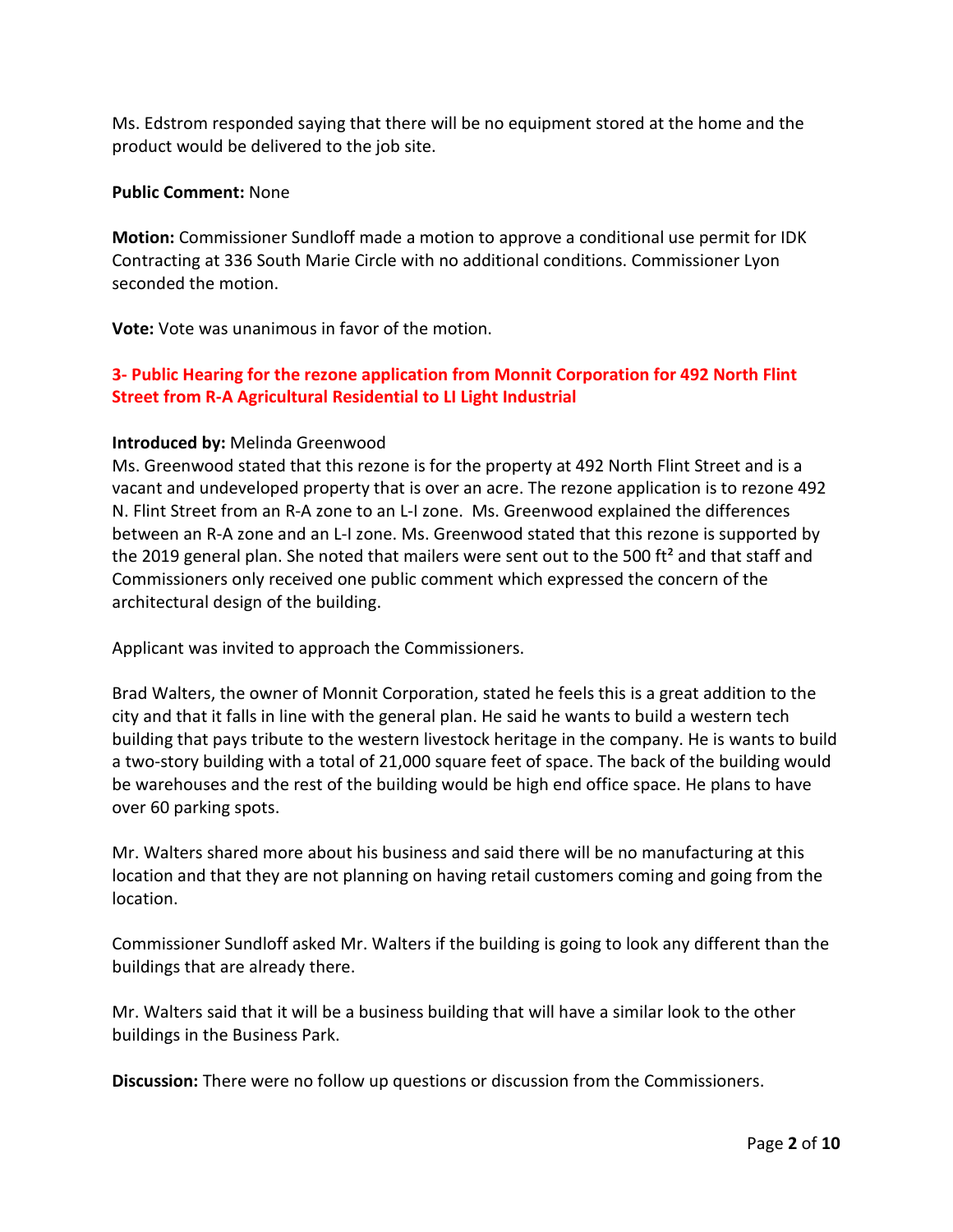Ms. Edstrom responded saying that there will be no equipment stored at the home and the product would be delivered to the job site.

**Public Comment:** None

**Motion:** Commissioner Sundloff made a motion to approve a conditional use permit for IDK Contracting at 336 South Marie Circle with no additional conditions. Commissioner Lyon seconded the motion.

**Vote:** Vote was unanimous in favor of the motion.

### 3- Public Hearing for the rezone application from Monnit Corporation for 492 North Flint Street from R-A Agricultural Residential to LI Light Industrial

**Introduced by:** Melinda Greenwood

Ms. Greenwood stated that this rezone is for the property at 492 North Flint Street and is a vacant and undeveloped property that is over an acre. The rezone application is to rezone 492 N. Flint Street from an R-A zone to an L-I zone. Ms. Greenwood explained the differences between an R-A zone and an L-I zone. Ms. Greenwood stated that this rezone is supported by the 2019 general plan. She noted that mailers were sent out to the 500 ft² and that staff and Commissioners only received one public comment which expressed the concern of the architectural design of the building.

Applicant was invited to approach the Commissioners.

Brad Walters, the owner of Monnit Corporation, stated he feels this is a great addition to the city and that it falls in line with the general plan. He said he wants to build a western tech building that pays tribute to the western livestock heritage in the company. He is wants to build a two-story building with a total of 21,000 square feet of space. The back of the building would be warehouses and the rest of the building would be high end office space. He plans to have over 60 parking spots.

Mr. Walters shared more about his business and said there will be no manufacturing at this location and that they are not planning on having retail customers coming and going from the location.

Commissioner Sundloff asked Mr. Walters if the building is going to look any different than the buildings that are already there.

Mr. Walters said that it will be a business building that will have a similar look to the other buildings in the Business Park.

**Discussion:** There were no follow up questions or discussion from the Commissioners.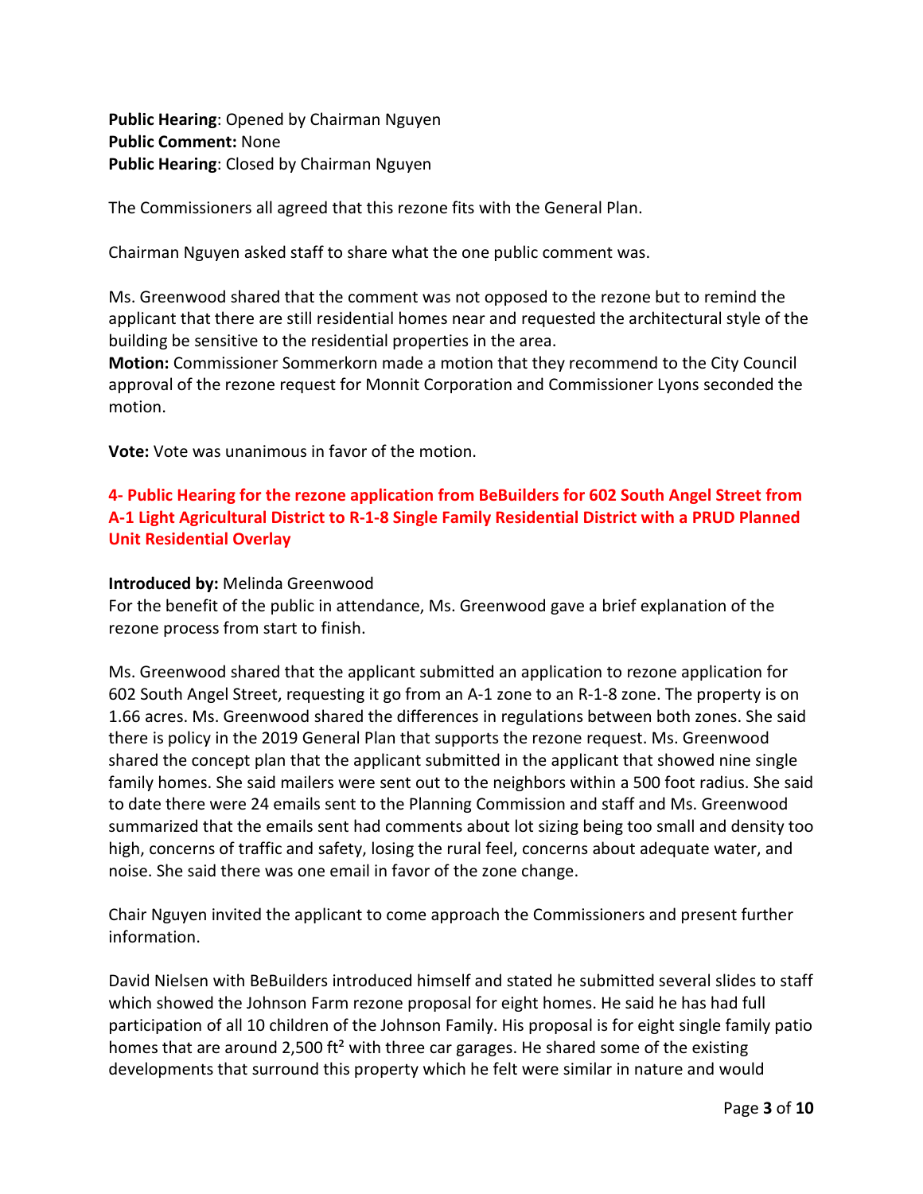**Public Hearing**: Opened by Chairman Nguyen
**Public Comment:** None
**Public Hearing**: Closed by Chairman Nguyen

The Commissioners all agreed that this rezone fits with the General Plan.

Chairman Nguyen asked staff to share what the one public comment was.

Ms. Greenwood shared that the comment was not opposed to the rezone but to remind the applicant that there are still residential homes near and requested the architectural style of the building be sensitive to the residential properties in the area.
**Motion:** Commissioner Sommerkorn made a motion that they recommend to the City Council approval of the rezone request for Monnit Corporation and Commissioner Lyons seconded the motion.

**Vote:** Vote was unanimous in favor of the motion.

### 4- Public Hearing for the rezone application from BeBuilders for 602 South Angel Street from A-1 Light Agricultural District to R-1-8 Single Family Residential District with a PRUD Planned Unit Residential Overlay

**Introduced by:** Melinda Greenwood
For the benefit of the public in attendance, Ms. Greenwood gave a brief explanation of the rezone process from start to finish.

Ms. Greenwood shared that the applicant submitted an application to rezone application for 602 South Angel Street, requesting it go from an A-1 zone to an R-1-8 zone. The property is on 1.66 acres. Ms. Greenwood shared the differences in regulations between both zones. She said there is policy in the 2019 General Plan that supports the rezone request. Ms. Greenwood shared the concept plan that the applicant submitted in the applicant that showed nine single family homes. She said mailers were sent out to the neighbors within a 500 foot radius. She said to date there were 24 emails sent to the Planning Commission and staff and Ms. Greenwood summarized that the emails sent had comments about lot sizing being too small and density too high, concerns of traffic and safety, losing the rural feel, concerns about adequate water, and noise. She said there was one email in favor of the zone change.

Chair Nguyen invited the applicant to come approach the Commissioners and present further information.

David Nielsen with BeBuilders introduced himself and stated he submitted several slides to staff which showed the Johnson Farm rezone proposal for eight homes. He said he has had full participation of all 10 children of the Johnson Family. His proposal is for eight single family patio homes that are around 2,500 ft² with three car garages. He shared some of the existing developments that surround this property which he felt were similar in nature and would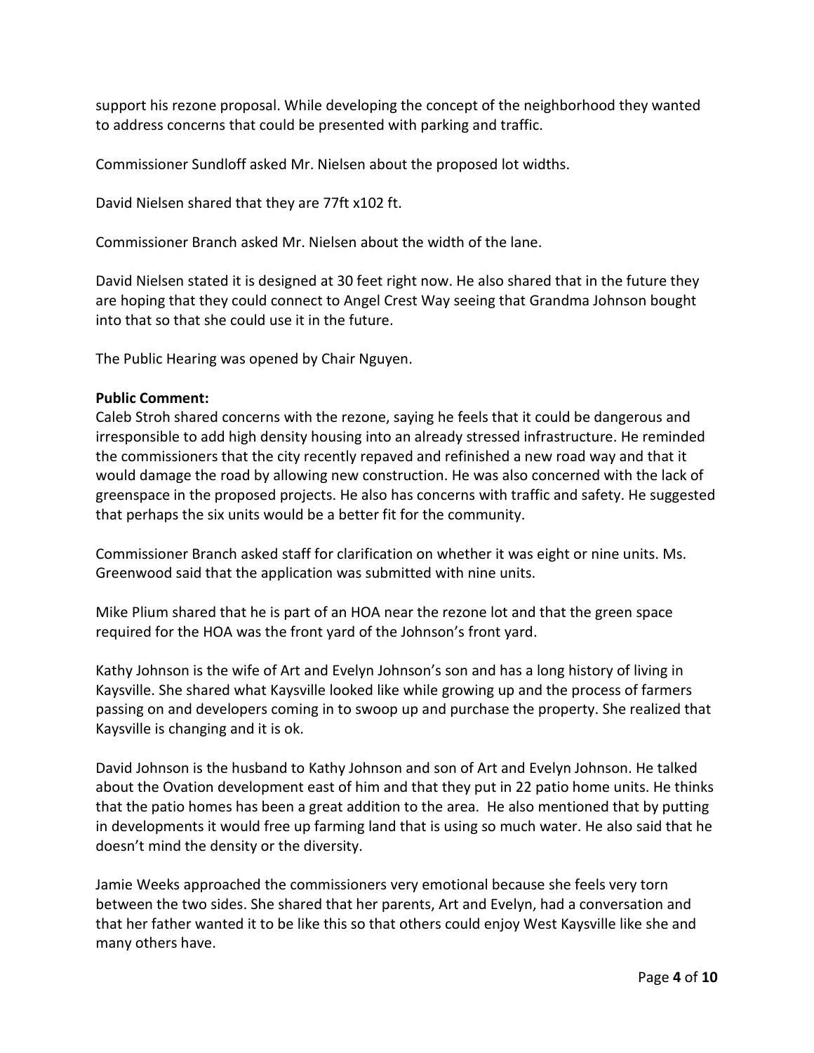support his rezone proposal. While developing the concept of the neighborhood they wanted to address concerns that could be presented with parking and traffic.

Commissioner Sundloff asked Mr. Nielsen about the proposed lot widths.

David Nielsen shared that they are 77ft x102 ft.

Commissioner Branch asked Mr. Nielsen about the width of the lane.

David Nielsen stated it is designed at 30 feet right now. He also shared that in the future they are hoping that they could connect to Angel Crest Way seeing that Grandma Johnson bought into that so that she could use it in the future.

The Public Hearing was opened by Chair Nguyen.

**Public Comment:**
Caleb Stroh shared concerns with the rezone, saying he feels that it could be dangerous and irresponsible to add high density housing into an already stressed infrastructure. He reminded the commissioners that the city recently repaved and refinished a new road way and that it would damage the road by allowing new construction. He was also concerned with the lack of greenspace in the proposed projects. He also has concerns with traffic and safety. He suggested that perhaps the six units would be a better fit for the community.

Commissioner Branch asked staff for clarification on whether it was eight or nine units. Ms. Greenwood said that the application was submitted with nine units.

Mike Plium shared that he is part of an HOA near the rezone lot and that the green space required for the HOA was the front yard of the Johnson's front yard.

Kathy Johnson is the wife of Art and Evelyn Johnson's son and has a long history of living in Kaysville. She shared what Kaysville looked like while growing up and the process of farmers passing on and developers coming in to swoop up and purchase the property. She realized that Kaysville is changing and it is ok.

David Johnson is the husband to Kathy Johnson and son of Art and Evelyn Johnson. He talked about the Ovation development east of him and that they put in 22 patio home units. He thinks that the patio homes has been a great addition to the area. He also mentioned that by putting in developments it would free up farming land that is using so much water. He also said that he doesn't mind the density or the diversity.

Jamie Weeks approached the commissioners very emotional because she feels very torn between the two sides. She shared that her parents, Art and Evelyn, had a conversation and that her father wanted it to be like this so that others could enjoy West Kaysville like she and many others have.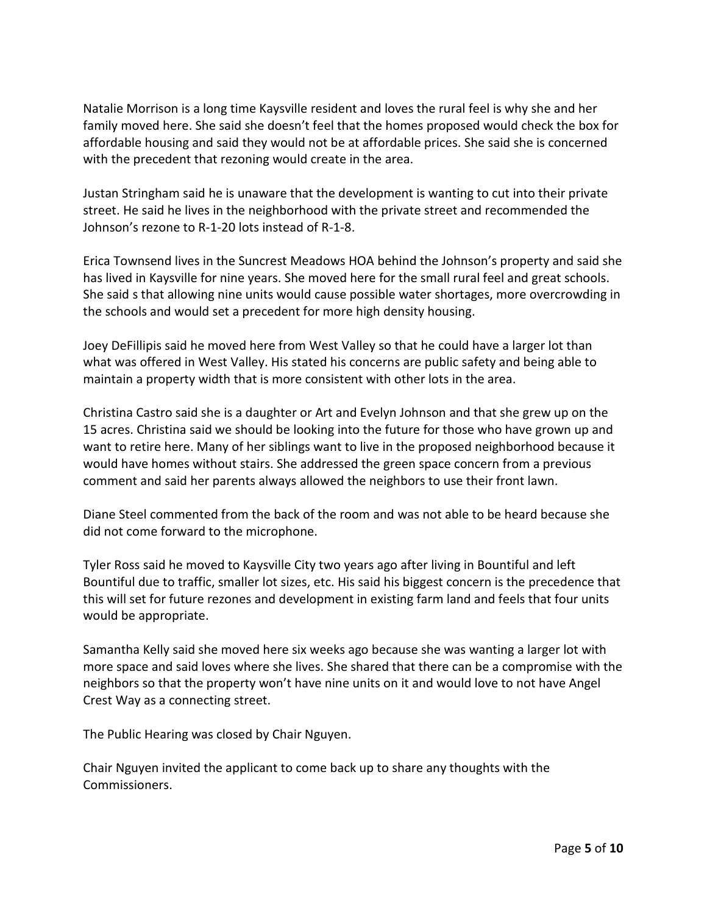Natalie Morrison is a long time Kaysville resident and loves the rural feel is why she and her family moved here. She said she doesn't feel that the homes proposed would check the box for affordable housing and said they would not be at affordable prices. She said she is concerned with the precedent that rezoning would create in the area.

Justan Stringham said he is unaware that the development is wanting to cut into their private street. He said he lives in the neighborhood with the private street and recommended the Johnson's rezone to R-1-20 lots instead of R-1-8.

Erica Townsend lives in the Suncrest Meadows HOA behind the Johnson's property and said she has lived in Kaysville for nine years. She moved here for the small rural feel and great schools. She said s that allowing nine units would cause possible water shortages, more overcrowding in the schools and would set a precedent for more high density housing.

Joey DeFillipis said he moved here from West Valley so that he could have a larger lot than what was offered in West Valley. His stated his concerns are public safety and being able to maintain a property width that is more consistent with other lots in the area.

Christina Castro said she is a daughter or Art and Evelyn Johnson and that she grew up on the 15 acres. Christina said we should be looking into the future for those who have grown up and want to retire here. Many of her siblings want to live in the proposed neighborhood because it would have homes without stairs. She addressed the green space concern from a previous comment and said her parents always allowed the neighbors to use their front lawn.

Diane Steel commented from the back of the room and was not able to be heard because she did not come forward to the microphone.

Tyler Ross said he moved to Kaysville City two years ago after living in Bountiful and left Bountiful due to traffic, smaller lot sizes, etc. His said his biggest concern is the precedence that this will set for future rezones and development in existing farm land and feels that four units would be appropriate.

Samantha Kelly said she moved here six weeks ago because she was wanting a larger lot with more space and said loves where she lives. She shared that there can be a compromise with the neighbors so that the property won't have nine units on it and would love to not have Angel Crest Way as a connecting street.

The Public Hearing was closed by Chair Nguyen.

Chair Nguyen invited the applicant to come back up to share any thoughts with the Commissioners.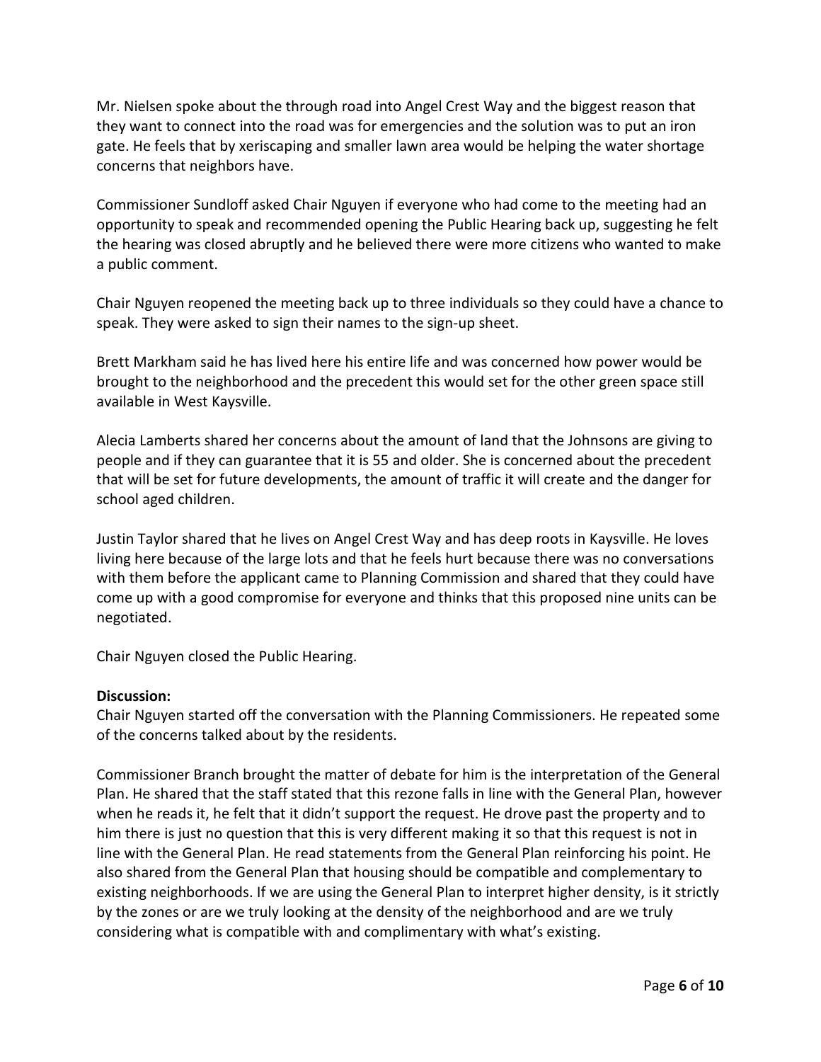Mr. Nielsen spoke about the through road into Angel Crest Way and the biggest reason that they want to connect into the road was for emergencies and the solution was to put an iron gate. He feels that by xeriscaping and smaller lawn area would be helping the water shortage concerns that neighbors have.

Commissioner Sundloff asked Chair Nguyen if everyone who had come to the meeting had an opportunity to speak and recommended opening the Public Hearing back up, suggesting he felt the hearing was closed abruptly and he believed there were more citizens who wanted to make a public comment.

Chair Nguyen reopened the meeting back up to three individuals so they could have a chance to speak. They were asked to sign their names to the sign-up sheet.

Brett Markham said he has lived here his entire life and was concerned how power would be brought to the neighborhood and the precedent this would set for the other green space still available in West Kaysville.

Alecia Lamberts shared her concerns about the amount of land that the Johnsons are giving to people and if they can guarantee that it is 55 and older. She is concerned about the precedent that will be set for future developments, the amount of traffic it will create and the danger for school aged children.

Justin Taylor shared that he lives on Angel Crest Way and has deep roots in Kaysville. He loves living here because of the large lots and that he feels hurt because there was no conversations with them before the applicant came to Planning Commission and shared that they could have come up with a good compromise for everyone and thinks that this proposed nine units can be negotiated.

Chair Nguyen closed the Public Hearing.

**Discussion:**
Chair Nguyen started off the conversation with the Planning Commissioners. He repeated some of the concerns talked about by the residents.

Commissioner Branch brought the matter of debate for him is the interpretation of the General Plan. He shared that the staff stated that this rezone falls in line with the General Plan, however when he reads it, he felt that it didn't support the request. He drove past the property and to him there is just no question that this is very different making it so that this request is not in line with the General Plan. He read statements from the General Plan reinforcing his point. He also shared from the General Plan that housing should be compatible and complementary to existing neighborhoods. If we are using the General Plan to interpret higher density, is it strictly by the zones or are we truly looking at the density of the neighborhood and are we truly considering what is compatible with and complimentary with what's existing.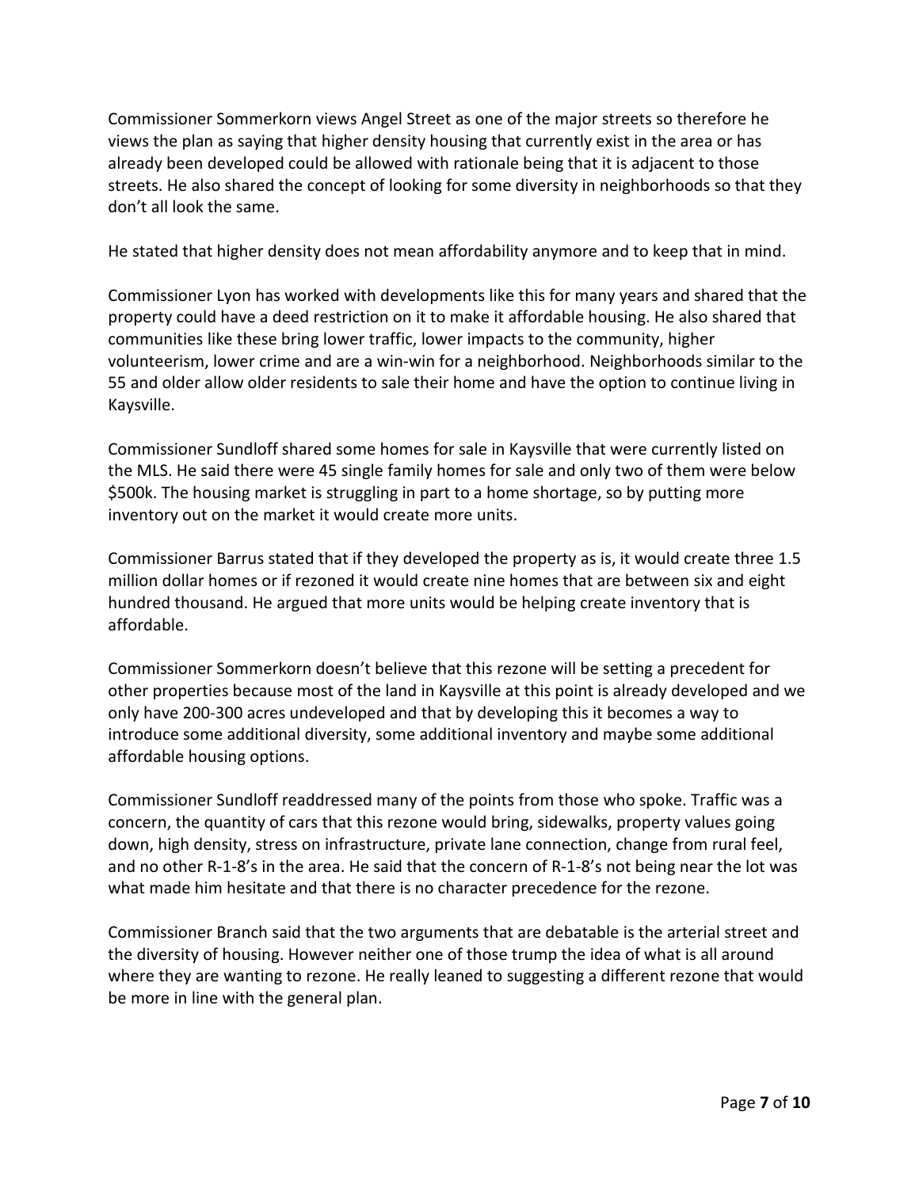Commissioner Sommerkorn views Angel Street as one of the major streets so therefore he views the plan as saying that higher density housing that currently exist in the area or has already been developed could be allowed with rationale being that it is adjacent to those streets. He also shared the concept of looking for some diversity in neighborhoods so that they don't all look the same.

He stated that higher density does not mean affordability anymore and to keep that in mind.

Commissioner Lyon has worked with developments like this for many years and shared that the property could have a deed restriction on it to make it affordable housing. He also shared that communities like these bring lower traffic, lower impacts to the community, higher volunteerism, lower crime and are a win-win for a neighborhood. Neighborhoods similar to the 55 and older allow older residents to sale their home and have the option to continue living in Kaysville.

Commissioner Sundloff shared some homes for sale in Kaysville that were currently listed on the MLS. He said there were 45 single family homes for sale and only two of them were below $500k. The housing market is struggling in part to a home shortage, so by putting more inventory out on the market it would create more units.

Commissioner Barrus stated that if they developed the property as is, it would create three 1.5 million dollar homes or if rezoned it would create nine homes that are between six and eight hundred thousand. He argued that more units would be helping create inventory that is affordable.

Commissioner Sommerkorn doesn't believe that this rezone will be setting a precedent for other properties because most of the land in Kaysville at this point is already developed and we only have 200-300 acres undeveloped and that by developing this it becomes a way to introduce some additional diversity, some additional inventory and maybe some additional affordable housing options.

Commissioner Sundloff readdressed many of the points from those who spoke. Traffic was a concern, the quantity of cars that this rezone would bring, sidewalks, property values going down, high density, stress on infrastructure, private lane connection, change from rural feel, and no other R-1-8's in the area. He said that the concern of R-1-8's not being near the lot was what made him hesitate and that there is no character precedence for the rezone.

Commissioner Branch said that the two arguments that are debatable is the arterial street and the diversity of housing. However neither one of those trump the idea of what is all around where they are wanting to rezone. He really leaned to suggesting a different rezone that would be more in line with the general plan.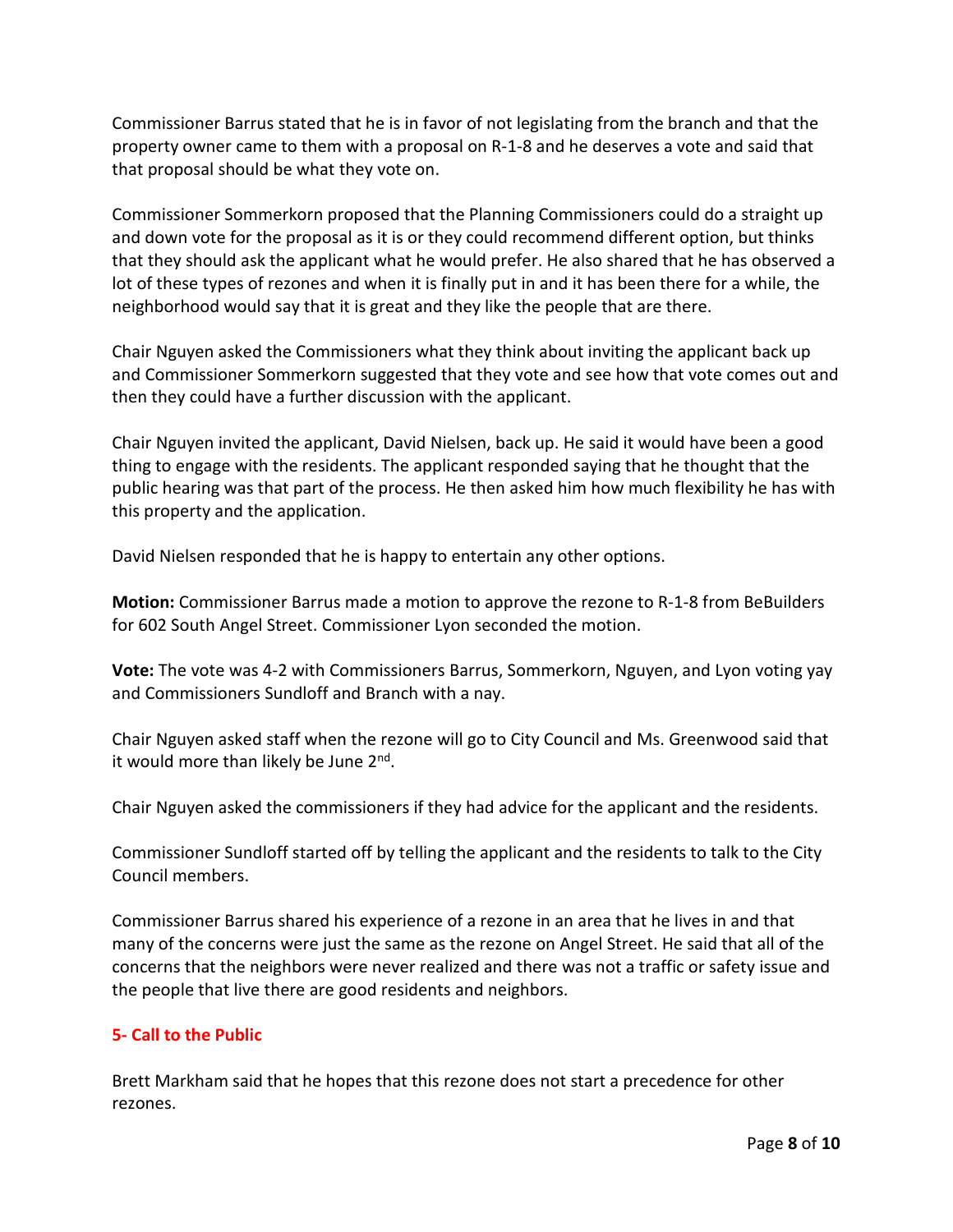Commissioner Barrus stated that he is in favor of not legislating from the branch and that the property owner came to them with a proposal on R-1-8 and he deserves a vote and said that that proposal should be what they vote on.

Commissioner Sommerkorn proposed that the Planning Commissioners could do a straight up and down vote for the proposal as it is or they could recommend different option, but thinks that they should ask the applicant what he would prefer. He also shared that he has observed a lot of these types of rezones and when it is finally put in and it has been there for a while, the neighborhood would say that it is great and they like the people that are there.

Chair Nguyen asked the Commissioners what they think about inviting the applicant back up and Commissioner Sommerkorn suggested that they vote and see how that vote comes out and then they could have a further discussion with the applicant.

Chair Nguyen invited the applicant, David Nielsen, back up. He said it would have been a good thing to engage with the residents. The applicant responded saying that he thought that the public hearing was that part of the process. He then asked him how much flexibility he has with this property and the application.

David Nielsen responded that he is happy to entertain any other options.

**Motion:** Commissioner Barrus made a motion to approve the rezone to R-1-8 from BeBuilders for 602 South Angel Street. Commissioner Lyon seconded the motion.

**Vote:** The vote was 4-2 with Commissioners Barrus, Sommerkorn, Nguyen, and Lyon voting yay and Commissioners Sundloff and Branch with a nay.

Chair Nguyen asked staff when the rezone will go to City Council and Ms. Greenwood said that it would more than likely be June 2nd.

Chair Nguyen asked the commissioners if they had advice for the applicant and the residents.

Commissioner Sundloff started off by telling the applicant and the residents to talk to the City Council members.

Commissioner Barrus shared his experience of a rezone in an area that he lives in and that many of the concerns were just the same as the rezone on Angel Street. He said that all of the concerns that the neighbors were never realized and there was not a traffic or safety issue and the people that live there are good residents and neighbors.

## 5- Call to the Public

Brett Markham said that he hopes that this rezone does not start a precedence for other rezones.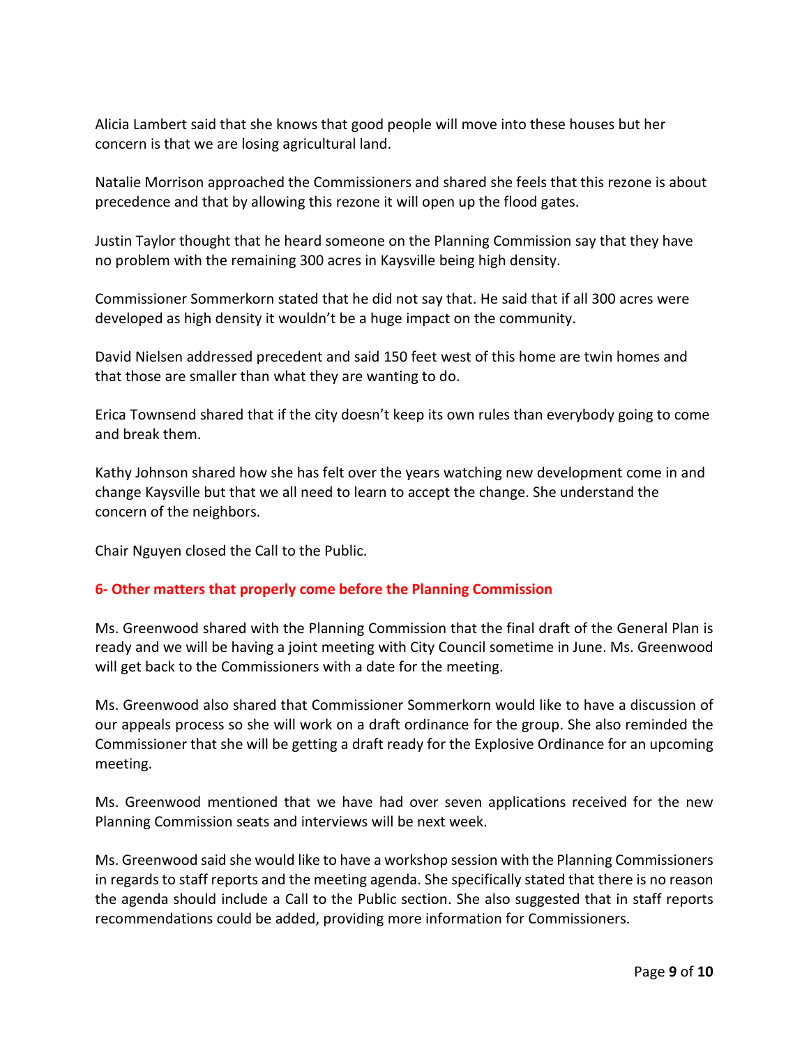Alicia Lambert said that she knows that good people will move into these houses but her concern is that we are losing agricultural land.

Natalie Morrison approached the Commissioners and shared she feels that this rezone is about precedence and that by allowing this rezone it will open up the flood gates.

Justin Taylor thought that he heard someone on the Planning Commission say that they have no problem with the remaining 300 acres in Kaysville being high density.

Commissioner Sommerkorn stated that he did not say that. He said that if all 300 acres were developed as high density it wouldn't be a huge impact on the community.

David Nielsen addressed precedent and said 150 feet west of this home are twin homes and that those are smaller than what they are wanting to do.

Erica Townsend shared that if the city doesn't keep its own rules than everybody going to come and break them.

Kathy Johnson shared how she has felt over the years watching new development come in and change Kaysville but that we all need to learn to accept the change. She understand the concern of the neighbors.

Chair Nguyen closed the Call to the Public.

## 6- Other matters that properly come before the Planning Commission

Ms. Greenwood shared with the Planning Commission that the final draft of the General Plan is ready and we will be having a joint meeting with City Council sometime in June. Ms. Greenwood will get back to the Commissioners with a date for the meeting.

Ms. Greenwood also shared that Commissioner Sommerkorn would like to have a discussion of our appeals process so she will work on a draft ordinance for the group. She also reminded the Commissioner that she will be getting a draft ready for the Explosive Ordinance for an upcoming meeting.

Ms. Greenwood mentioned that we have had over seven applications received for the new Planning Commission seats and interviews will be next week.

Ms. Greenwood said she would like to have a workshop session with the Planning Commissioners in regards to staff reports and the meeting agenda. She specifically stated that there is no reason the agenda should include a Call to the Public section. She also suggested that in staff reports recommendations could be added, providing more information for Commissioners.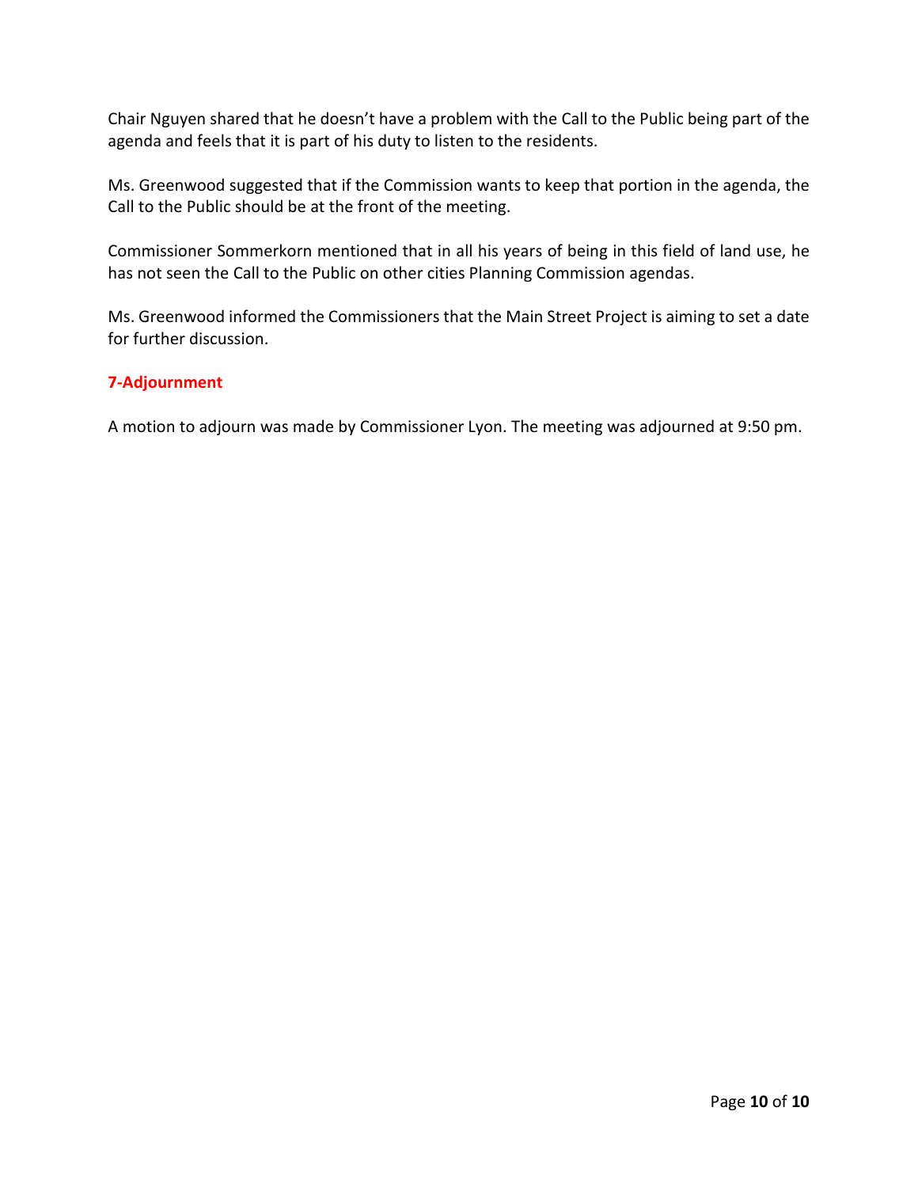Chair Nguyen shared that he doesn't have a problem with the Call to the Public being part of the agenda and feels that it is part of his duty to listen to the residents.

Ms. Greenwood suggested that if the Commission wants to keep that portion in the agenda, the Call to the Public should be at the front of the meeting.

Commissioner Sommerkorn mentioned that in all his years of being in this field of land use, he has not seen the Call to the Public on other cities Planning Commission agendas.

Ms. Greenwood informed the Commissioners that the Main Street Project is aiming to set a date for further discussion.

## 7-Adjournment

A motion to adjourn was made by Commissioner Lyon. The meeting was adjourned at 9:50 pm.